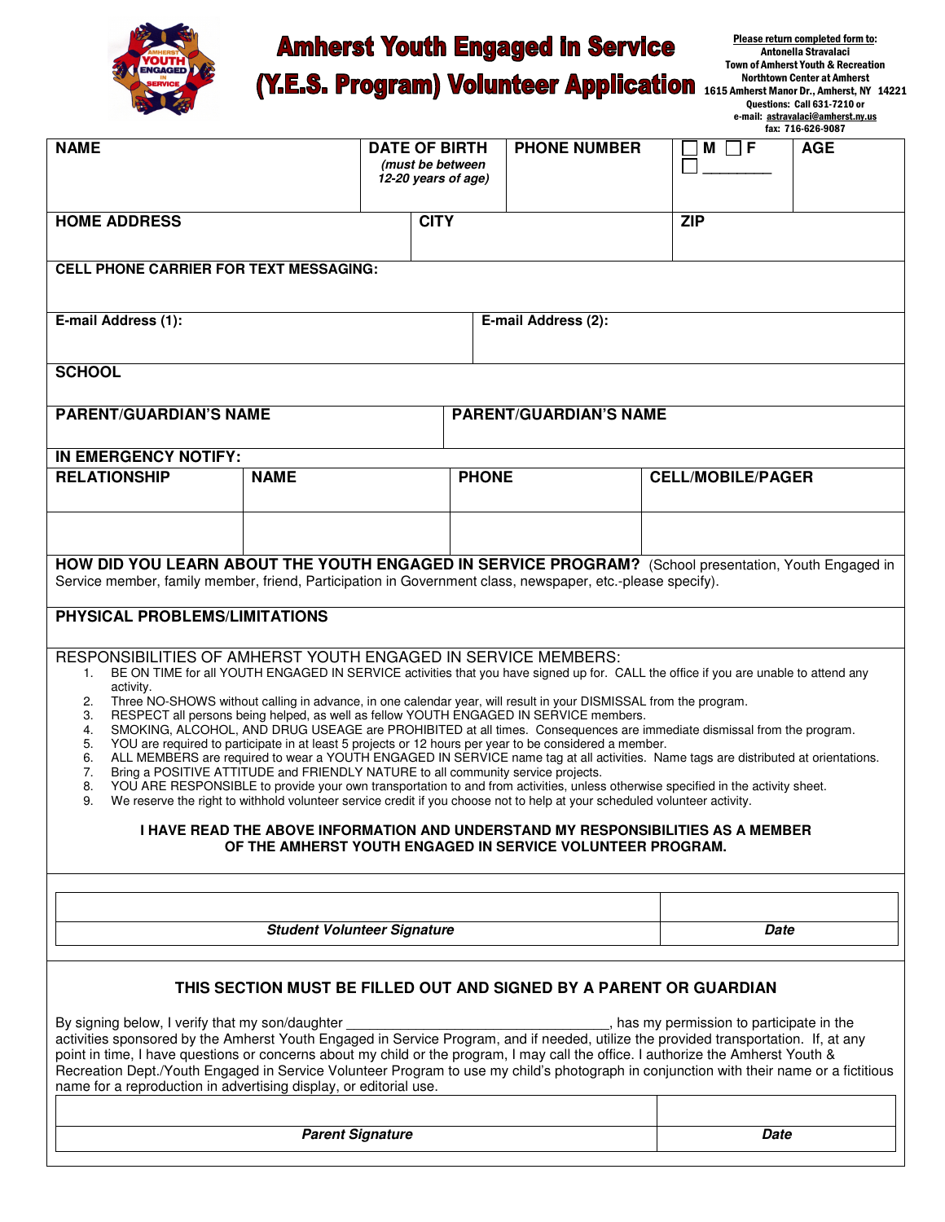# Amherst Youth Engaged in Service (Y.E.S. Program) Volunteer Application

**Please return completed form to:**
Antonella Stravalaci
Town of Amherst Youth & Recreation
Northtown Center at Amherst
1615 Amherst Manor Dr., Amherst, NY 14221
Questions: Call 631-7210 or
e-mail: astravalaci@amherst.ny.us
fax: 716-626-9087

| NAME | DATE OF BIRTH *(must be between 12-20 years of age)* | PHONE NUMBER | ☐ M ☐ F ☐ ________ | AGE |
|---|---|---|---|---|
| | | | | |

| HOME ADDRESS | CITY | ZIP |
|---|---|---|
| | | |

**CELL PHONE CARRIER FOR TEXT MESSAGING:**

| E-mail Address (1): | E-mail Address (2): |
|---|---|
| | |

**SCHOOL**

| PARENT/GUARDIAN'S NAME | PARENT/GUARDIAN'S NAME |
|---|---|
| | |

**IN EMERGENCY NOTIFY:**

| RELATIONSHIP | NAME | PHONE | CELL/MOBILE/PAGER |
|---|---|---|---|
| | | | |
| | | | |

**HOW DID YOU LEARN ABOUT THE YOUTH ENGAGED IN SERVICE PROGRAM?** (School presentation, Youth Engaged in Service member, family member, friend, Participation in Government class, newspaper, etc.-please specify).

**PHYSICAL PROBLEMS/LIMITATIONS**

RESPONSIBILITIES OF AMHERST YOUTH ENGAGED IN SERVICE MEMBERS:

1. BE ON TIME for all YOUTH ENGAGED IN SERVICE activities that you have signed up for. CALL the office if you are unable to attend any activity.
2. Three NO-SHOWS without calling in advance, in one calendar year, will result in your DISMISSAL from the program.
3. RESPECT all persons being helped, as well as fellow YOUTH ENGAGED IN SERVICE members.
4. SMOKING, ALCOHOL, AND DRUG USEAGE are PROHIBITED at all times. Consequences are immediate dismissal from the program.
5. YOU are required to participate in at least 5 projects or 12 hours per year to be considered a member.
6. ALL MEMBERS are required to wear a YOUTH ENGAGED IN SERVICE name tag at all activities. Name tags are distributed at orientations.
7. Bring a POSITIVE ATTITUDE and FRIENDLY NATURE to all community service projects.
8. YOU ARE RESPONSIBLE to provide your own transportation to and from activities, unless otherwise specified in the activity sheet.
9. We reserve the right to withhold volunteer service credit if you choose not to help at your scheduled volunteer activity.

**I HAVE READ THE ABOVE INFORMATION AND UNDERSTAND MY RESPONSIBILITIES AS A MEMBER OF THE AMHERST YOUTH ENGAGED IN SERVICE VOLUNTEER PROGRAM.**

| | |
|---|---|
| ***Student Volunteer Signature*** | ***Date*** |

**THIS SECTION MUST BE FILLED OUT AND SIGNED BY A PARENT OR GUARDIAN**

By signing below, I verify that my son/daughter _________________________________, has my permission to participate in the activities sponsored by the Amherst Youth Engaged in Service Program, and if needed, utilize the provided transportation. If, at any point in time, I have questions or concerns about my child or the program, I may call the office. I authorize the Amherst Youth & Recreation Dept./Youth Engaged in Service Volunteer Program to use my child's photograph in conjunction with their name or a fictitious name for a reproduction in advertising display, or editorial use.

| | |
|---|---|
| ***Parent Signature*** | ***Date*** |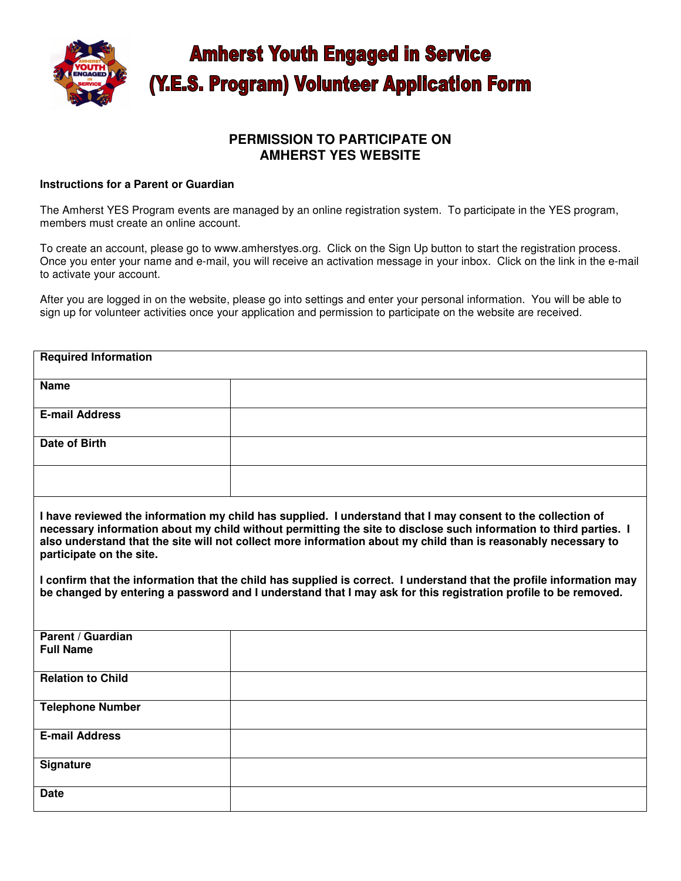# Amherst Youth Engaged in Service (Y.E.S. Program) Volunteer Application Form

## PERMISSION TO PARTICIPATE ON AMHERST YES WEBSITE

**Instructions for a Parent or Guardian**

The Amherst YES Program events are managed by an online registration system. To participate in the YES program, members must create an online account.

To create an account, please go to www.amherstyes.org. Click on the Sign Up button to start the registration process. Once you enter your name and e-mail, you will receive an activation message in your inbox. Click on the link in the e-mail to activate your account.

After you are logged in on the website, please go into settings and enter your personal information. You will be able to sign up for volunteer activities once your application and permission to participate on the website are received.

| **Required Information** | |
|---|---|
| **Name** | |
| **E-mail Address** | |
| **Date of Birth** | |
| | |

**I have reviewed the information my child has supplied. I understand that I may consent to the collection of necessary information about my child without permitting the site to disclose such information to third parties. I also understand that the site will not collect more information about my child than is reasonably necessary to participate on the site.**

**I confirm that the information that the child has supplied is correct. I understand that the profile information may be changed by entering a password and I understand that I may ask for this registration profile to be removed.**

| | |
|---|---|
| **Parent / Guardian Full Name** | |
| **Relation to Child** | |
| **Telephone Number** | |
| **E-mail Address** | |
| **Signature** | |
| **Date** | |